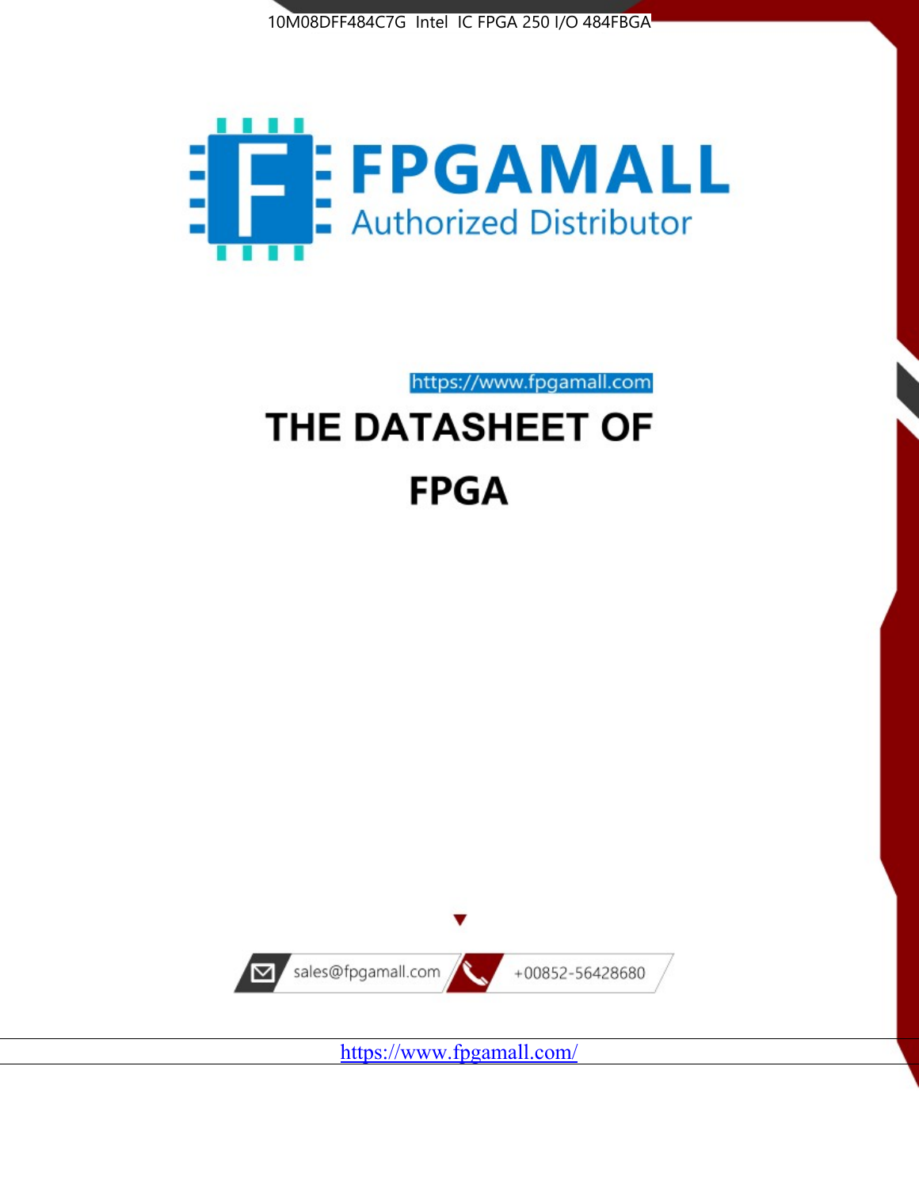10M08DFF484C7G Intel IC FPGA 250 I/O 484FBGA

FPGAMALL

Authorized Distributor

https://www.fpgamall.com

# THE DATASHEET OF

# FPGA

sales@fpgamall.com

+00852-56428680

https://www.fpgamall.com/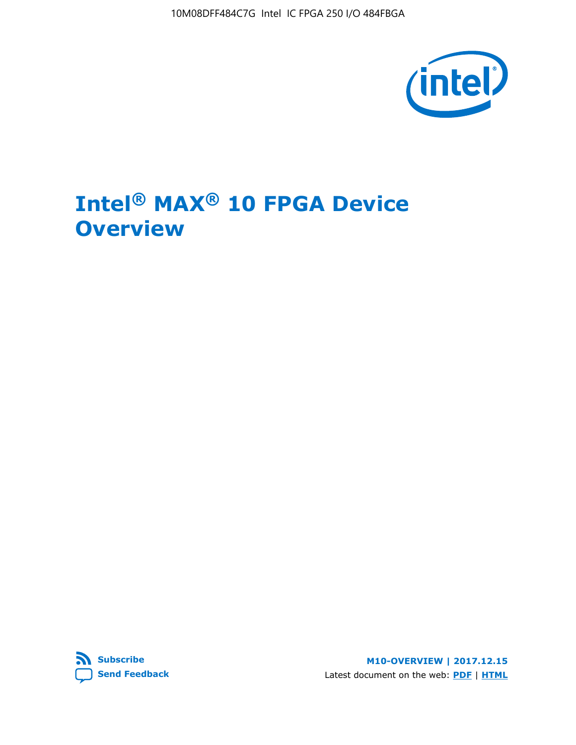# Intel® MAX® 10 FPGA Device Overview

**Subscribe**
**Send Feedback**

**M10-OVERVIEW | 2017.12.15**

Latest document on the web: **PDF** | **HTML**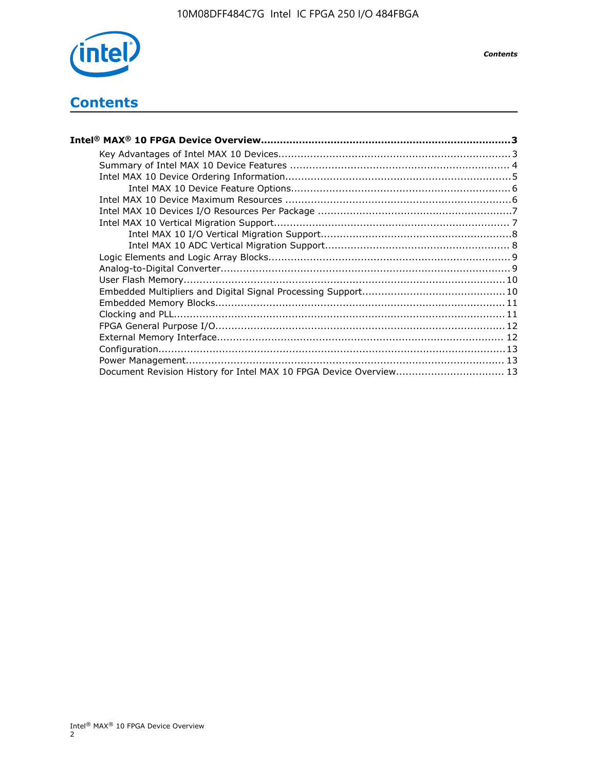# Contents

**Intel® MAX® 10 FPGA Device Overview....................................................................................3**

- Key Advantages of Intel MAX 10 Devices........................................................................3
- Summary of Intel MAX 10 Device Features ....................................................................4
- Intel MAX 10 Device Ordering Information.......................................................................5
    - Intel MAX 10 Device Feature Options.....................................................................6
- Intel MAX 10 Device Maximum Resources .......................................................................6
- Intel MAX 10 Devices I/O Resources Per Package .............................................................7
- Intel MAX 10 Vertical Migration Support..........................................................................7
    - Intel MAX 10 I/O Vertical Migration Support............................................................8
    - Intel MAX 10 ADC Vertical Migration Support..........................................................8
- Logic Elements and Logic Array Blocks............................................................................9
- Analog-to-Digital Converter..........................................................................................9
- User Flash Memory....................................................................................................10
- Embedded Multipliers and Digital Signal Processing Support.............................................10
- Embedded Memory Blocks...........................................................................................11
- Clocking and PLL.......................................................................................................11
- FPGA General Purpose I/O..........................................................................................12
- External Memory Interface..........................................................................................12
- Configuration............................................................................................................13
- Power Management...................................................................................................13
- Document Revision History for Intel MAX 10 FPGA Device Overview..................................13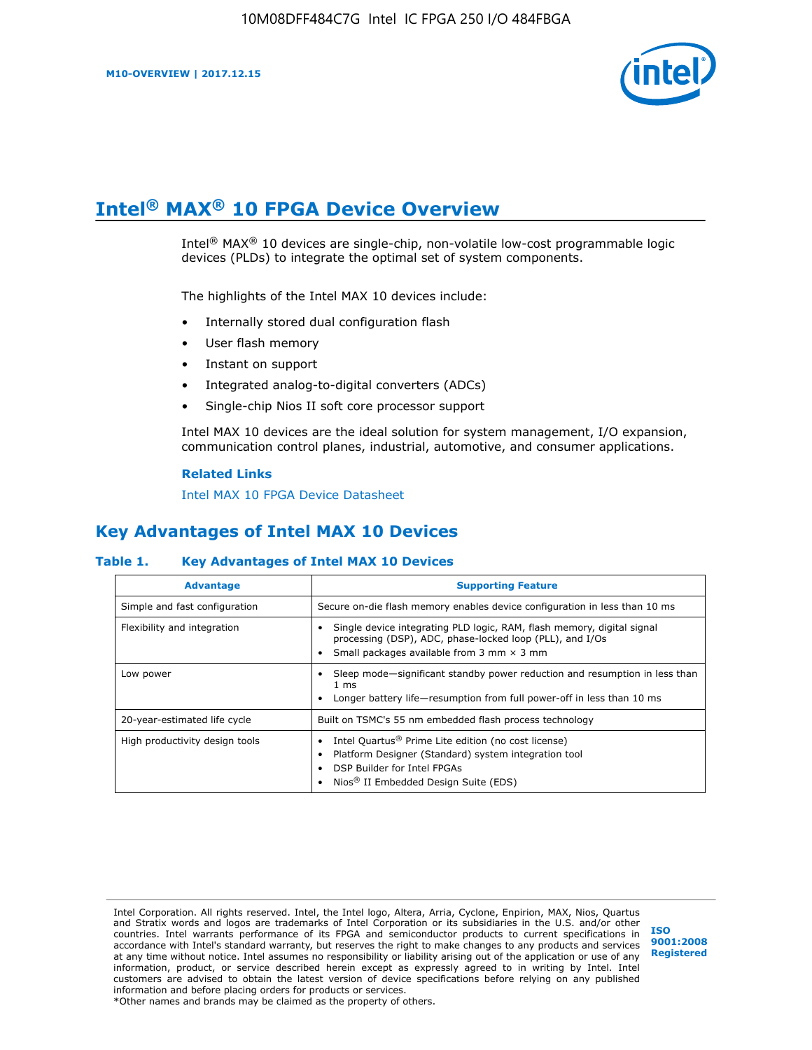# Intel® MAX® 10 FPGA Device Overview

Intel® MAX® 10 devices are single-chip, non-volatile low-cost programmable logic devices (PLDs) to integrate the optimal set of system components.

The highlights of the Intel MAX 10 devices include:

- Internally stored dual configuration flash
- User flash memory
- Instant on support
- Integrated analog-to-digital converters (ADCs)
- Single-chip Nios II soft core processor support

Intel MAX 10 devices are the ideal solution for system management, I/O expansion, communication control planes, industrial, automotive, and consumer applications.

**Related Links**

Intel MAX 10 FPGA Device Datasheet

## Key Advantages of Intel MAX 10 Devices

**Table 1. Key Advantages of Intel MAX 10 Devices**

| Advantage | Supporting Feature |
|---|---|
| Simple and fast configuration | Secure on-die flash memory enables device configuration in less than 10 ms |
| Flexibility and integration | • Single device integrating PLD logic, RAM, flash memory, digital signal processing (DSP), ADC, phase-locked loop (PLL), and I/Os<br>• Small packages available from 3 mm × 3 mm |
| Low power | • Sleep mode—significant standby power reduction and resumption in less than 1 ms<br>• Longer battery life—resumption from full power-off in less than 10 ms |
| 20-year-estimated life cycle | Built on TSMC's 55 nm embedded flash process technology |
| High productivity design tools | • Intel Quartus® Prime Lite edition (no cost license)<br>• Platform Designer (Standard) system integration tool<br>• DSP Builder for Intel FPGAs<br>• Nios® II Embedded Design Suite (EDS) |

Intel Corporation. All rights reserved. Intel, the Intel logo, Altera, Arria, Cyclone, Enpirion, MAX, Nios, Quartus and Stratix words and logos are trademarks of Intel Corporation or its subsidiaries in the U.S. and/or other countries. Intel warrants performance of its FPGA and semiconductor products to current specifications in accordance with Intel's standard warranty, but reserves the right to make changes to any products and services at any time without notice. Intel assumes no responsibility or liability arising out of the application or use of any information, product, or service described herein except as expressly agreed to in writing by Intel. Intel customers are advised to obtain the latest version of device specifications before relying on any published information and before placing orders for products or services.
*Other names and brands may be claimed as the property of others.

ISO 9001:2008 Registered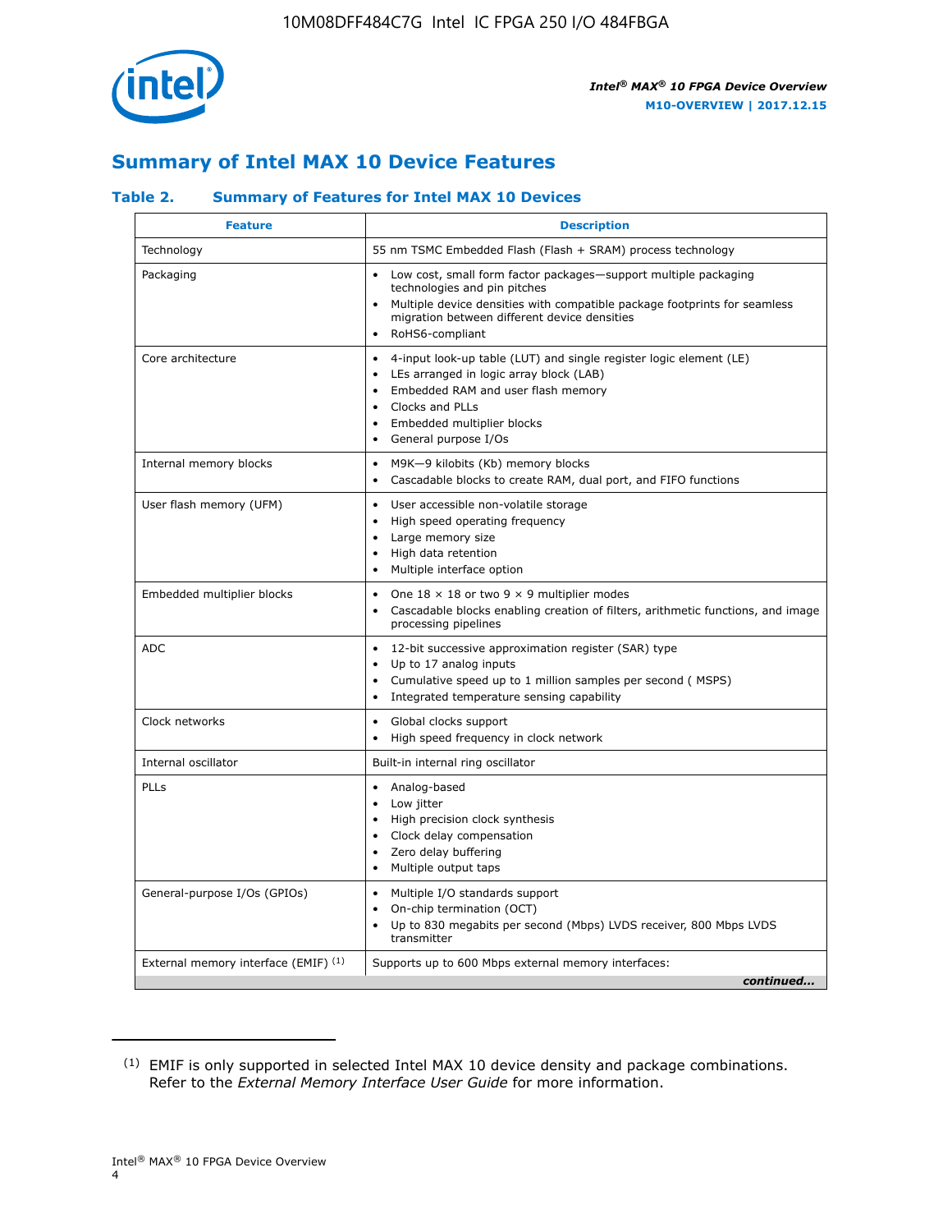## Summary of Intel MAX 10 Device Features

### Table 2. Summary of Features for Intel MAX 10 Devices

| Feature | Description |
|---|---|
| Technology | 55 nm TSMC Embedded Flash (Flash + SRAM) process technology |
| Packaging | • Low cost, small form factor packages—support multiple packaging technologies and pin pitches<br>• Multiple device densities with compatible package footprints for seamless migration between different device densities<br>• RoHS6-compliant |
| Core architecture | • 4-input look-up table (LUT) and single register logic element (LE)<br>• LEs arranged in logic array block (LAB)<br>• Embedded RAM and user flash memory<br>• Clocks and PLLs<br>• Embedded multiplier blocks<br>• General purpose I/Os |
| Internal memory blocks | • M9K—9 kilobits (Kb) memory blocks<br>• Cascadable blocks to create RAM, dual port, and FIFO functions |
| User flash memory (UFM) | • User accessible non-volatile storage<br>• High speed operating frequency<br>• Large memory size<br>• High data retention<br>• Multiple interface option |
| Embedded multiplier blocks | • One 18 × 18 or two 9 × 9 multiplier modes<br>• Cascadable blocks enabling creation of filters, arithmetic functions, and image processing pipelines |
| ADC | • 12-bit successive approximation register (SAR) type<br>• Up to 17 analog inputs<br>• Cumulative speed up to 1 million samples per second ( MSPS)<br>• Integrated temperature sensing capability |
| Clock networks | • Global clocks support<br>• High speed frequency in clock network |
| Internal oscillator | Built-in internal ring oscillator |
| PLLs | • Analog-based<br>• Low jitter<br>• High precision clock synthesis<br>• Clock delay compensation<br>• Zero delay buffering<br>• Multiple output taps |
| General-purpose I/Os (GPIOs) | • Multiple I/O standards support<br>• On-chip termination (OCT)<br>• Up to 830 megabits per second (Mbps) LVDS receiver, 800 Mbps LVDS transmitter |
| External memory interface (EMIF) [1] | Supports up to 600 Mbps external memory interfaces: |

*continued...*

[1] EMIF is only supported in selected Intel MAX 10 device density and package combinations. Refer to the *External Memory Interface User Guide* for more information.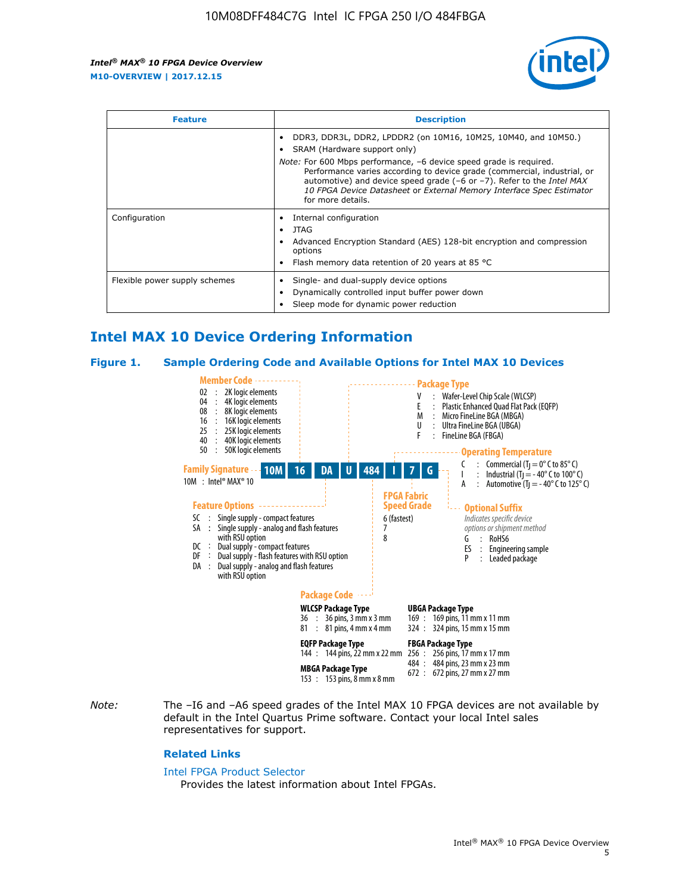| Feature | Description |
| --- | --- |
| | • DDR3, DDR3L, DDR2, LPDDR2 (on 10M16, 10M25, 10M40, and 10M50.)<br>• SRAM (Hardware support only)<br>*Note:* For 600 Mbps performance, –6 device speed grade is required. Performance varies according to device grade (commercial, industrial, or automotive) and device speed grade (–6 or –7). Refer to the *Intel MAX 10 FPGA Device Datasheet* or *External Memory Interface Spec Estimator* for more details. |
| Configuration | • Internal configuration<br>• JTAG<br>• Advanced Encryption Standard (AES) 128-bit encryption and compression options<br>• Flash memory data retention of 20 years at 85 °C |
| Flexible power supply schemes | • Single- and dual-supply device options<br>• Dynamically controlled input buffer power down<br>• Sleep mode for dynamic power reduction |

## Intel MAX 10 Device Ordering Information

### Figure 1. Sample Ordering Code and Available Options for Intel MAX 10 Devices

**Sample ordering code:** 10M 16 DA U 484 I 7 G

**Family Signature**
- 10M : Intel® MAX® 10

**Member Code**
- 02 : 2K logic elements
- 04 : 4K logic elements
- 08 : 8K logic elements
- 16 : 16K logic elements
- 25 : 25K logic elements
- 40 : 40K logic elements
- 50 : 50K logic elements

**Feature Options**
- SC : Single supply - compact features
- SA : Single supply - analog and flash features with RSU option
- DC : Dual supply - compact features
- DF : Dual supply - flash features with RSU option
- DA : Dual supply - analog and flash features with RSU option

**Package Type**
- V : Wafer-Level Chip Scale (WLCSP)
- E : Plastic Enhanced Quad Flat Pack (EQFP)
- M : Micro FineLine BGA (MBGA)
- U : Ultra FineLine BGA (UBGA)
- F : FineLine BGA (FBGA)

**Package Code**

WLCSP Package Type
- 36 : 36 pins, 3 mm x 3 mm
- 81 : 81 pins, 4 mm x 4 mm

EQFP Package Type
- 144 : 144 pins, 22 mm x 22 mm

MBGA Package Type
- 153 : 153 pins, 8 mm x 8 mm

UBGA Package Type
- 169 : 169 pins, 11 mm x 11 mm
- 324 : 324 pins, 15 mm x 15 mm

FBGA Package Type
- 256 : 256 pins, 17 mm x 17 mm
- 484 : 484 pins, 23 mm x 23 mm
- 672 : 672 pins, 27 mm x 27 mm

**Operating Temperature**
- C : Commercial ($T_J$ = 0° C to 85° C)
- I : Industrial ($T_J$ = - 40° C to 100° C)
- A : Automotive ($T_J$ = - 40° C to 125° C)

**FPGA Fabric Speed Grade**
- 6 (fastest)
- 7
- 8

**Optional Suffix**

*Indicates specific device options or shipment method*
- G : RoHS6
- ES : Engineering sample
- P : Leaded package

*Note:* The –I6 and –A6 speed grades of the Intel MAX 10 FPGA devices are not available by default in the Intel Quartus Prime software. Contact your local Intel sales representatives for support.

### Related Links

Intel FPGA Product Selector
: Provides the latest information about Intel FPGAs.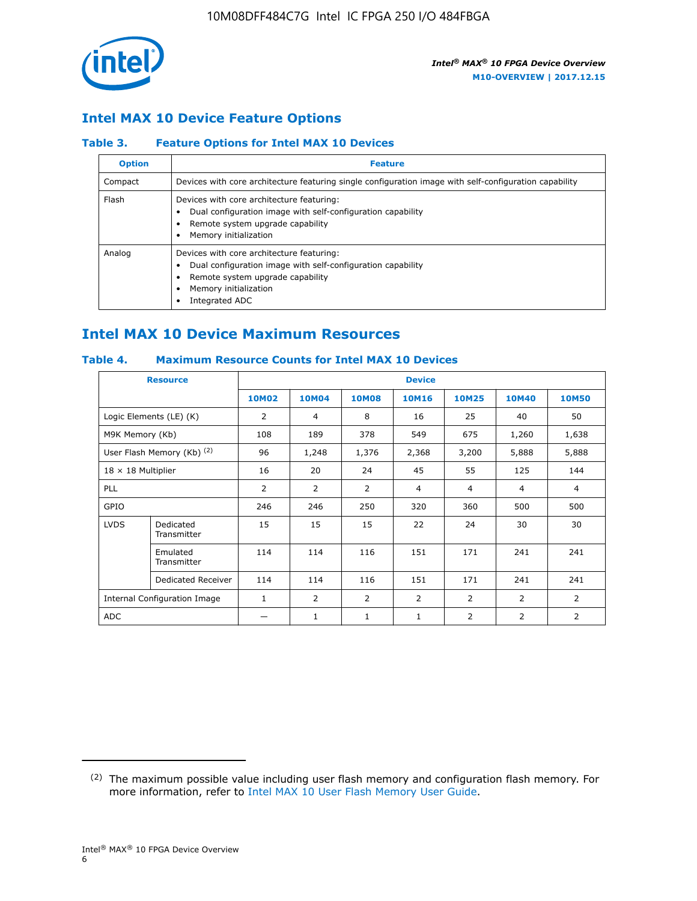## Intel MAX 10 Device Feature Options

### Table 3. Feature Options for Intel MAX 10 Devices

| Option | Feature |
| --- | --- |
| Compact | Devices with core architecture featuring single configuration image with self-configuration capability |
| Flash | Devices with core architecture featuring:<br>• Dual configuration image with self-configuration capability<br>• Remote system upgrade capability<br>• Memory initialization |
| Analog | Devices with core architecture featuring:<br>• Dual configuration image with self-configuration capability<br>• Remote system upgrade capability<br>• Memory initialization<br>• Integrated ADC |

## Intel MAX 10 Device Maximum Resources

### Table 4. Maximum Resource Counts for Intel MAX 10 Devices

| Resource | | Device | | | | | | |
| --- | --- | --- | --- | --- | --- | --- | --- | --- |
| | | 10M02 | 10M04 | 10M08 | 10M16 | 10M25 | 10M40 | 10M50 |
| Logic Elements (LE) (K) | | 2 | 4 | 8 | 16 | 25 | 40 | 50 |
| M9K Memory (Kb) | | 108 | 189 | 378 | 549 | 675 | 1,260 | 1,638 |
| User Flash Memory (Kb) [2] | | 96 | 1,248 | 1,376 | 2,368 | 3,200 | 5,888 | 5,888 |
| 18 × 18 Multiplier | | 16 | 20 | 24 | 45 | 55 | 125 | 144 |
| PLL | | 2 | 2 | 2 | 4 | 4 | 4 | 4 |
| GPIO | | 246 | 246 | 250 | 320 | 360 | 500 | 500 |
| LVDS | Dedicated Transmitter | 15 | 15 | 15 | 22 | 24 | 30 | 30 |
| | Emulated Transmitter | 114 | 114 | 116 | 151 | 171 | 241 | 241 |
| | Dedicated Receiver | 114 | 114 | 116 | 151 | 171 | 241 | 241 |
| Internal Configuration Image | | 1 | 2 | 2 | 2 | 2 | 2 | 2 |
| ADC | | — | 1 | 1 | 1 | 2 | 2 | 2 |

[2] The maximum possible value including user flash memory and configuration flash memory. For more information, refer to Intel MAX 10 User Flash Memory User Guide.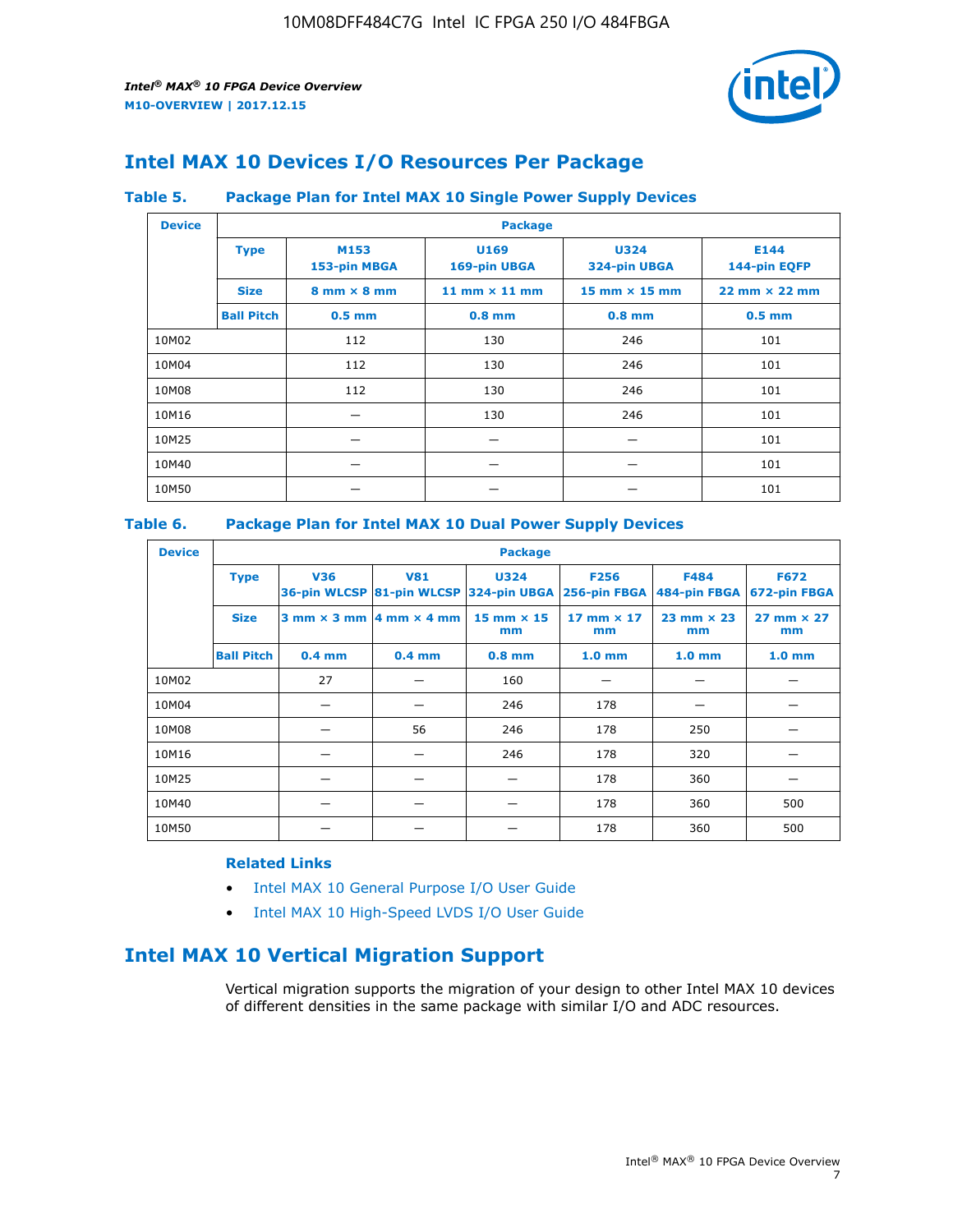# Intel MAX 10 Devices I/O Resources Per Package

**Table 5. Package Plan for Intel MAX 10 Single Power Supply Devices**

| Device | Package | | | | |
|---|---|---|---|---|---|
| | **Type** | **M153** 153-pin MBGA | **U169** 169-pin UBGA | **U324** 324-pin UBGA | **E144** 144-pin EQFP |
| | **Size** | 8 mm × 8 mm | 11 mm × 11 mm | 15 mm × 15 mm | 22 mm × 22 mm |
| | **Ball Pitch** | 0.5 mm | 0.8 mm | 0.8 mm | 0.5 mm |
| 10M02 | | 112 | 130 | 246 | 101 |
| 10M04 | | 112 | 130 | 246 | 101 |
| 10M08 | | 112 | 130 | 246 | 101 |
| 10M16 | | — | 130 | 246 | 101 |
| 10M25 | | — | — | — | 101 |
| 10M40 | | — | — | — | 101 |
| 10M50 | | — | — | — | 101 |

**Table 6. Package Plan for Intel MAX 10 Dual Power Supply Devices**

| Device | Package | | | | | | |
|---|---|---|---|---|---|---|---|
| | **Type** | **V36** 36-pin WLCSP | **V81** 81-pin WLCSP | **U324** 324-pin UBGA | **F256** 256-pin FBGA | **F484** 484-pin FBGA | **F672** 672-pin FBGA |
| | **Size** | 3 mm × 3 mm | 4 mm × 4 mm | 15 mm × 15 mm | 17 mm × 17 mm | 23 mm × 23 mm | 27 mm × 27 mm |
| | **Ball Pitch** | 0.4 mm | 0.4 mm | 0.8 mm | 1.0 mm | 1.0 mm | 1.0 mm |
| 10M02 | | 27 | — | 160 | — | — | — |
| 10M04 | | — | — | 246 | 178 | — | — |
| 10M08 | | — | 56 | 246 | 178 | 250 | — |
| 10M16 | | — | — | 246 | 178 | 320 | — |
| 10M25 | | — | — | — | 178 | 360 | — |
| 10M40 | | — | — | — | 178 | 360 | 500 |
| 10M50 | | — | — | — | 178 | 360 | 500 |

### Related Links

- Intel MAX 10 General Purpose I/O User Guide
- Intel MAX 10 High-Speed LVDS I/O User Guide

# Intel MAX 10 Vertical Migration Support

Vertical migration supports the migration of your design to other Intel MAX 10 devices of different densities in the same package with similar I/O and ADC resources.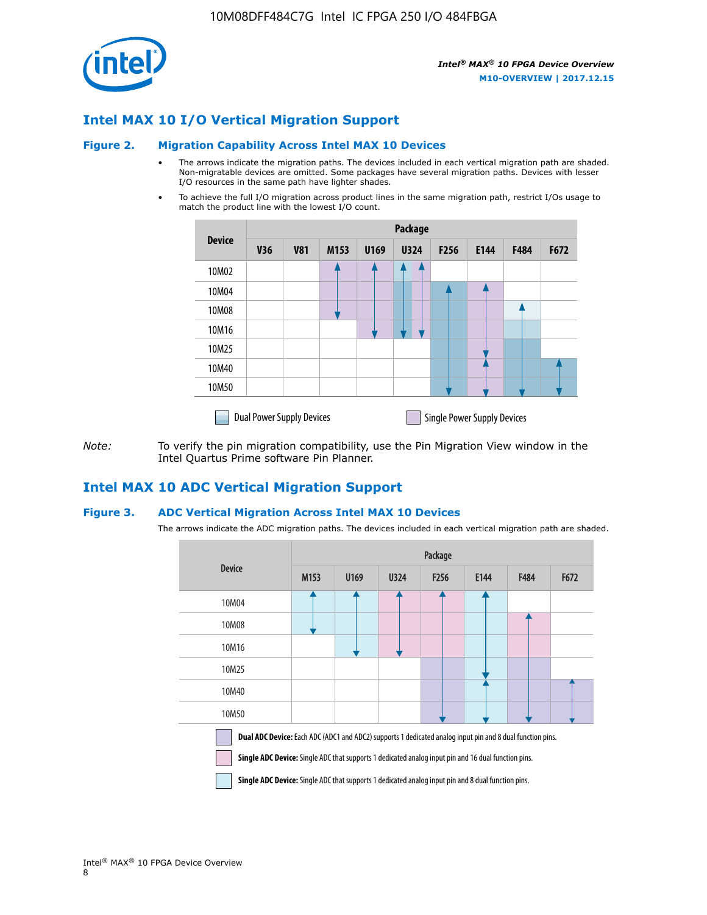## Intel MAX 10 I/O Vertical Migration Support

### Figure 2. Migration Capability Across Intel MAX 10 Devices

- The arrows indicate the migration paths. The devices included in each vertical migration path are shaded. Non-migratable devices are omitted. Some packages have several migration paths. Devices with lesser I/O resources in the same path have lighter shades.
- To achieve the full I/O migration across product lines in the same migration path, restrict I/Os usage to match the product line with the lowest I/O count.

| Device | Package | | | | | | | | |
|---|---|---|---|---|---|---|---|---|---|
| | V36 | V81 | M153 | U169 | U324 | F256 | E144 | F484 | F672 |
| 10M02 | | | | | | | | | |
| 10M04 | | | | | | | | | |
| 10M08 | | | | | | | | | |
| 10M16 | | | | | | | | | |
| 10M25 | | | | | | | | | |
| 10M40 | | | | | | | | | |
| 10M50 | | | | | | | | | |

Dual Power Supply Devices    Single Power Supply Devices

*Note:* To verify the pin migration compatibility, use the Pin Migration View window in the Intel Quartus Prime software Pin Planner.

## Intel MAX 10 ADC Vertical Migration Support

### Figure 3. ADC Vertical Migration Across Intel MAX 10 Devices

The arrows indicate the ADC migration paths. The devices included in each vertical migration path are shaded.

| Device | Package | | | | | | |
|---|---|---|---|---|---|---|---|
| | M153 | U169 | U324 | F256 | E144 | F484 | F672 |
| 10M04 | | | | | | | |
| 10M08 | | | | | | | |
| 10M16 | | | | | | | |
| 10M25 | | | | | | | |
| 10M40 | | | | | | | |
| 10M50 | | | | | | | |

**Dual ADC Device:** Each ADC (ADC1 and ADC2) supports 1 dedicated analog input pin and 8 dual function pins.

**Single ADC Device:** Single ADC that supports 1 dedicated analog input pin and 16 dual function pins.

**Single ADC Device:** Single ADC that supports 1 dedicated analog input pin and 8 dual function pins.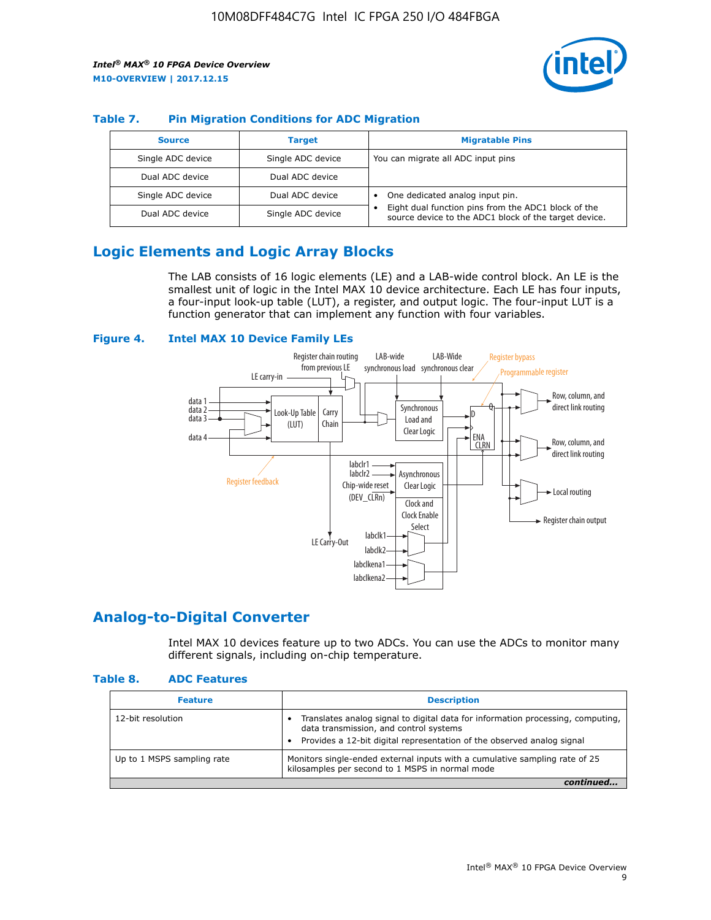### Table 7. Pin Migration Conditions for ADC Migration

| Source | Target | Migratable Pins |
| --- | --- | --- |
| Single ADC device | Single ADC device | You can migrate all ADC input pins |
| Dual ADC device | Dual ADC device | |
| Single ADC device | Dual ADC device | • One dedicated analog input pin. • Eight dual function pins from the ADC1 block of the source device to the ADC1 block of the target device. |
| Dual ADC device | Single ADC device | |

## Logic Elements and Logic Array Blocks

The LAB consists of 16 logic elements (LE) and a LAB-wide control block. An LE is the smallest unit of logic in the Intel MAX 10 device architecture. Each LE has four inputs, a four-input look-up table (LUT), a register, and output logic. The four-input LUT is a function generator that can implement any function with four variables.

### Figure 4. Intel MAX 10 Device Family LEs

## Analog-to-Digital Converter

Intel MAX 10 devices feature up to two ADCs. You can use the ADCs to monitor many different signals, including on-chip temperature.

### Table 8. ADC Features

| Feature | Description |
| --- | --- |
| 12-bit resolution | • Translates analog signal to digital data for information processing, computing, data transmission, and control systems • Provides a 12-bit digital representation of the observed analog signal |
| Up to 1 MSPS sampling rate | Monitors single-ended external inputs with a cumulative sampling rate of 25 kilosamples per second to 1 MSPS in normal mode |

*continued...*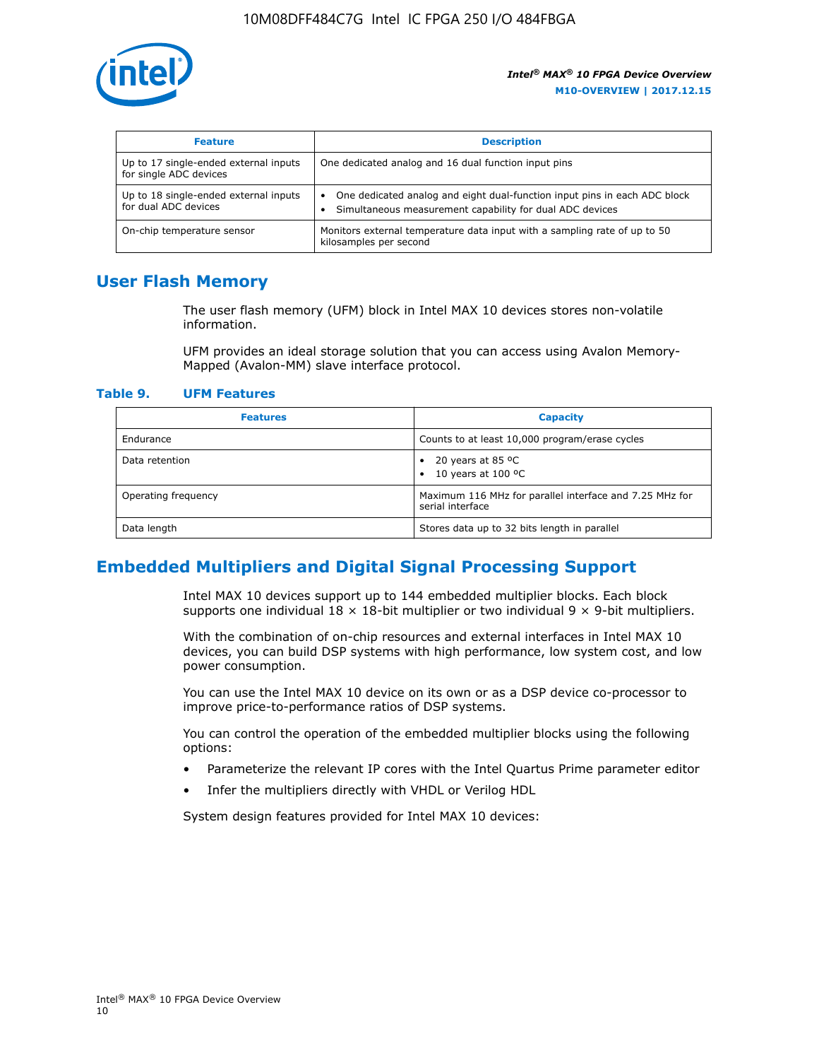| Feature | Description |
| --- | --- |
| Up to 17 single-ended external inputs for single ADC devices | One dedicated analog and 16 dual function input pins |
| Up to 18 single-ended external inputs for dual ADC devices | • One dedicated analog and eight dual-function input pins in each ADC block<br>• Simultaneous measurement capability for dual ADC devices |
| On-chip temperature sensor | Monitors external temperature data input with a sampling rate of up to 50 kilosamples per second |

## User Flash Memory

The user flash memory (UFM) block in Intel MAX 10 devices stores non-volatile information.

UFM provides an ideal storage solution that you can access using Avalon Memory-Mapped (Avalon-MM) slave interface protocol.

**Table 9. UFM Features**

| Features | Capacity |
| --- | --- |
| Endurance | Counts to at least 10,000 program/erase cycles |
| Data retention | • 20 years at 85 ºC<br>• 10 years at 100 ºC |
| Operating frequency | Maximum 116 MHz for parallel interface and 7.25 MHz for serial interface |
| Data length | Stores data up to 32 bits length in parallel |

## Embedded Multipliers and Digital Signal Processing Support

Intel MAX 10 devices support up to 144 embedded multiplier blocks. Each block supports one individual 18 × 18-bit multiplier or two individual 9 × 9-bit multipliers.

With the combination of on-chip resources and external interfaces in Intel MAX 10 devices, you can build DSP systems with high performance, low system cost, and low power consumption.

You can use the Intel MAX 10 device on its own or as a DSP device co-processor to improve price-to-performance ratios of DSP systems.

You can control the operation of the embedded multiplier blocks using the following options:

- Parameterize the relevant IP cores with the Intel Quartus Prime parameter editor
- Infer the multipliers directly with VHDL or Verilog HDL

System design features provided for Intel MAX 10 devices: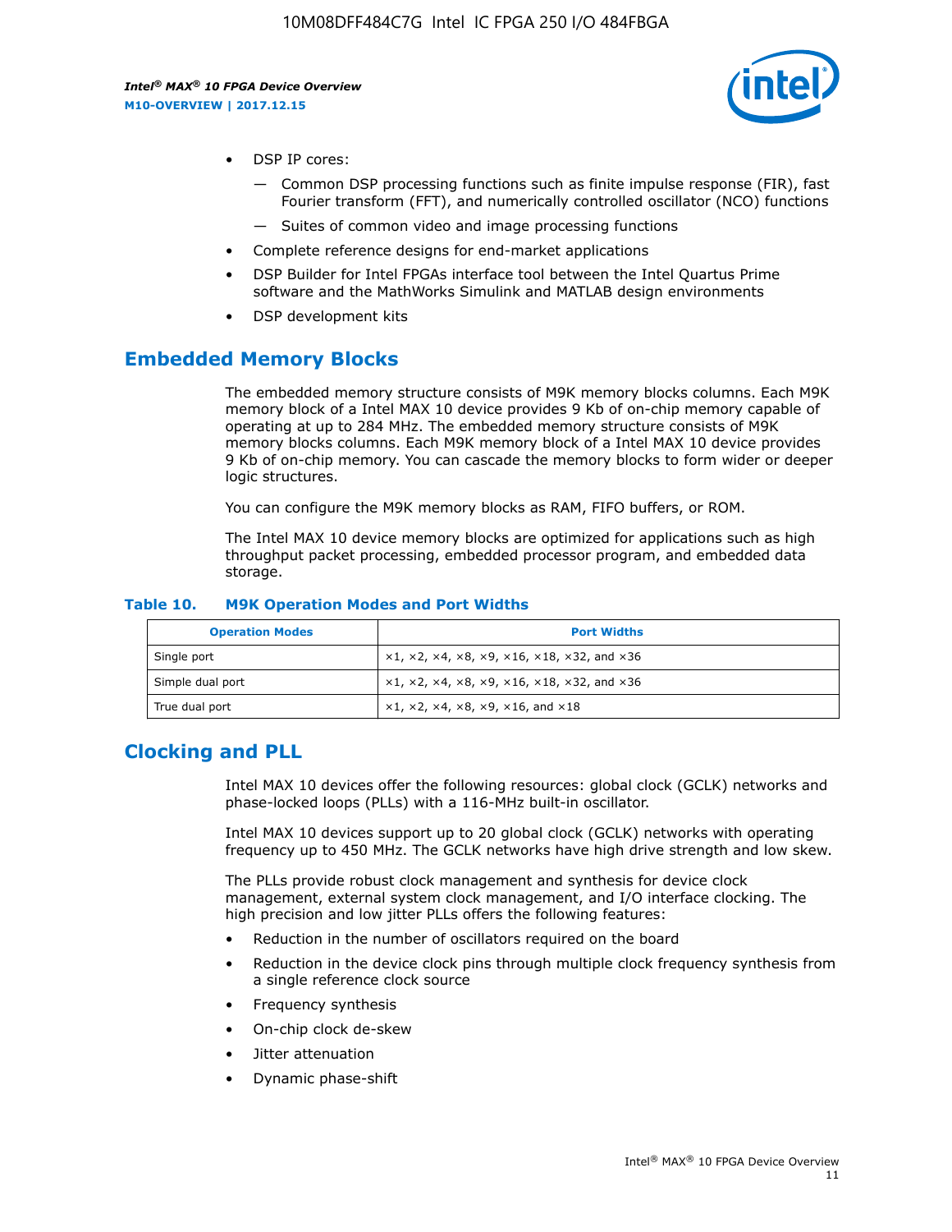- DSP IP cores:
  - — Common DSP processing functions such as finite impulse response (FIR), fast Fourier transform (FFT), and numerically controlled oscillator (NCO) functions
  - — Suites of common video and image processing functions
- Complete reference designs for end-market applications
- DSP Builder for Intel FPGAs interface tool between the Intel Quartus Prime software and the MathWorks Simulink and MATLAB design environments
- DSP development kits

## Embedded Memory Blocks

The embedded memory structure consists of M9K memory blocks columns. Each M9K memory block of a Intel MAX 10 device provides 9 Kb of on-chip memory capable of operating at up to 284 MHz. The embedded memory structure consists of M9K memory blocks columns. Each M9K memory block of a Intel MAX 10 device provides 9 Kb of on-chip memory. You can cascade the memory blocks to form wider or deeper logic structures.

You can configure the M9K memory blocks as RAM, FIFO buffers, or ROM.

The Intel MAX 10 device memory blocks are optimized for applications such as high throughput packet processing, embedded processor program, and embedded data storage.

**Table 10. M9K Operation Modes and Port Widths**

| Operation Modes | Port Widths |
| --- | --- |
| Single port | ×1, ×2, ×4, ×8, ×9, ×16, ×18, ×32, and ×36 |
| Simple dual port | ×1, ×2, ×4, ×8, ×9, ×16, ×18, ×32, and ×36 |
| True dual port | ×1, ×2, ×4, ×8, ×9, ×16, and ×18 |

## Clocking and PLL

Intel MAX 10 devices offer the following resources: global clock (GCLK) networks and phase-locked loops (PLLs) with a 116-MHz built-in oscillator.

Intel MAX 10 devices support up to 20 global clock (GCLK) networks with operating frequency up to 450 MHz. The GCLK networks have high drive strength and low skew.

The PLLs provide robust clock management and synthesis for device clock management, external system clock management, and I/O interface clocking. The high precision and low jitter PLLs offers the following features:

- Reduction in the number of oscillators required on the board
- Reduction in the device clock pins through multiple clock frequency synthesis from a single reference clock source
- Frequency synthesis
- On-chip clock de-skew
- Jitter attenuation
- Dynamic phase-shift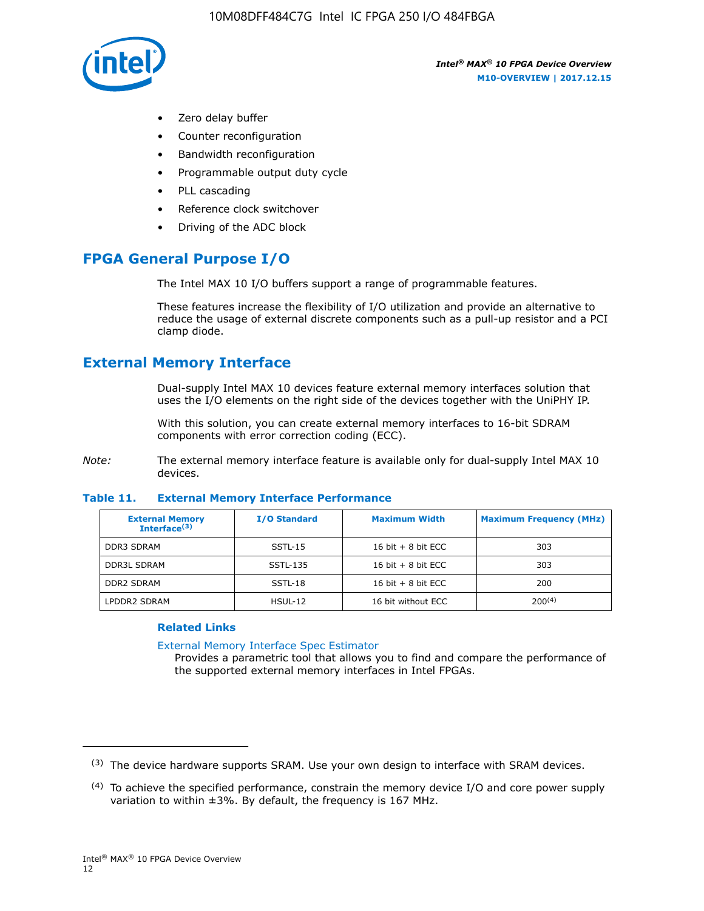- Zero delay buffer
- Counter reconfiguration
- Bandwidth reconfiguration
- Programmable output duty cycle
- PLL cascading
- Reference clock switchover
- Driving of the ADC block

## FPGA General Purpose I/O

The Intel MAX 10 I/O buffers support a range of programmable features.

These features increase the flexibility of I/O utilization and provide an alternative to reduce the usage of external discrete components such as a pull-up resistor and a PCI clamp diode.

## External Memory Interface

Dual-supply Intel MAX 10 devices feature external memory interfaces solution that uses the I/O elements on the right side of the devices together with the UniPHY IP.

With this solution, you can create external memory interfaces to 16-bit SDRAM components with error correction coding (ECC).

*Note:* The external memory interface feature is available only for dual-supply Intel MAX 10 devices.

**Table 11. External Memory Interface Performance**

| External Memory Interface[(3)] | I/O Standard | Maximum Width | Maximum Frequency (MHz) |
|---|---|---|---|
| DDR3 SDRAM | SSTL-15 | 16 bit + 8 bit ECC | 303 |
| DDR3L SDRAM | SSTL-135 | 16 bit + 8 bit ECC | 303 |
| DDR2 SDRAM | SSTL-18 | 16 bit + 8 bit ECC | 200 |
| LPDDR2 SDRAM | HSUL-12 | 16 bit without ECC | 200[(4)] |

### Related Links

External Memory Interface Spec Estimator
Provides a parametric tool that allows you to find and compare the performance of the supported external memory interfaces in Intel FPGAs.

(3) The device hardware supports SRAM. Use your own design to interface with SRAM devices.

(4) To achieve the specified performance, constrain the memory device I/O and core power supply variation to within ±3%. By default, the frequency is 167 MHz.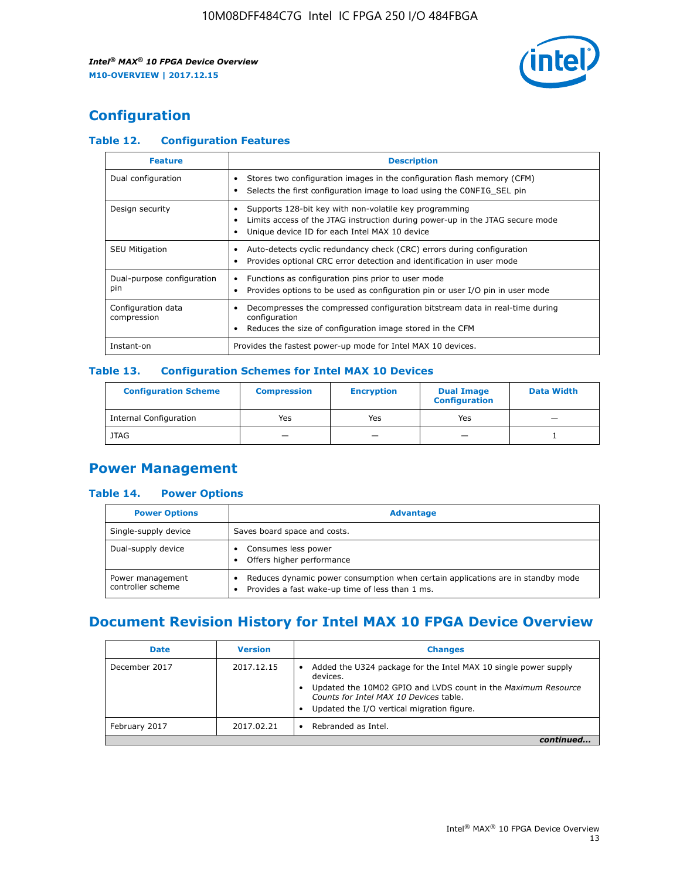## Configuration

### Table 12. Configuration Features

| Feature | Description |
|---|---|
| Dual configuration | • Stores two configuration images in the configuration flash memory (CFM)<br>• Selects the first configuration image to load using the CONFIG_SEL pin |
| Design security | • Supports 128-bit key with non-volatile key programming<br>• Limits access of the JTAG instruction during power-up in the JTAG secure mode<br>• Unique device ID for each Intel MAX 10 device |
| SEU Mitigation | • Auto-detects cyclic redundancy check (CRC) errors during configuration<br>• Provides optional CRC error detection and identification in user mode |
| Dual-purpose configuration pin | • Functions as configuration pins prior to user mode<br>• Provides options to be used as configuration pin or user I/O pin in user mode |
| Configuration data compression | • Decompresses the compressed configuration bitstream data in real-time during configuration<br>• Reduces the size of configuration image stored in the CFM |
| Instant-on | Provides the fastest power-up mode for Intel MAX 10 devices. |

### Table 13. Configuration Schemes for Intel MAX 10 Devices

| Configuration Scheme | Compression | Encryption | Dual Image Configuration | Data Width |
|---|---|---|---|---|
| Internal Configuration | Yes | Yes | Yes | — |
| JTAG | — | — | — | 1 |

## Power Management

### Table 14. Power Options

| Power Options | Advantage |
|---|---|
| Single-supply device | Saves board space and costs. |
| Dual-supply device | • Consumes less power<br>• Offers higher performance |
| Power management controller scheme | • Reduces dynamic power consumption when certain applications are in standby mode<br>• Provides a fast wake-up time of less than 1 ms. |

## Document Revision History for Intel MAX 10 FPGA Device Overview

| Date | Version | Changes |
|---|---|---|
| December 2017 | 2017.12.15 | • Added the U324 package for the Intel MAX 10 single power supply devices.<br>• Updated the 10M02 GPIO and LVDS count in the *Maximum Resource Counts for Intel MAX 10 Devices* table.<br>• Updated the I/O vertical migration figure. |
| February 2017 | 2017.02.21 | • Rebranded as Intel. |

*continued...*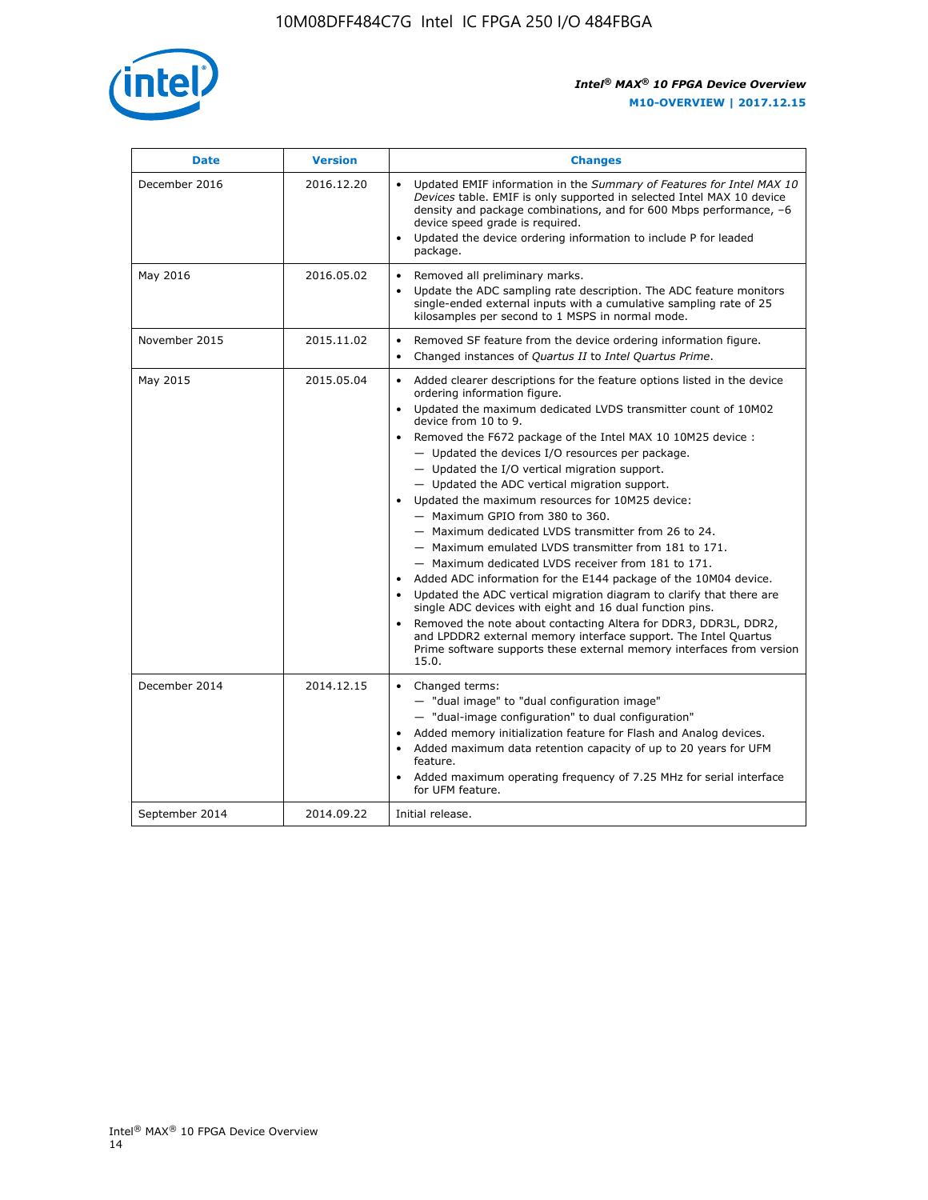| Date | Version | Changes |
| --- | --- | --- |
| December 2016 | 2016.12.20 | • Updated EMIF information in the *Summary of Features for Intel MAX 10 Devices* table. EMIF is only supported in selected Intel MAX 10 device density and package combinations, and for 600 Mbps performance, –6 device speed grade is required.<br>• Updated the device ordering information to include P for leaded package. |
| May 2016 | 2016.05.02 | • Removed all preliminary marks.<br>• Update the ADC sampling rate description. The ADC feature monitors single-ended external inputs with a cumulative sampling rate of 25 kilosamples per second to 1 MSPS in normal mode. |
| November 2015 | 2015.11.02 | • Removed SF feature from the device ordering information figure.<br>• Changed instances of *Quartus II* to *Intel Quartus Prime*. |
| May 2015 | 2015.05.04 | • Added clearer descriptions for the feature options listed in the device ordering information figure.<br>• Updated the maximum dedicated LVDS transmitter count of 10M02 device from 10 to 9.<br>• Removed the F672 package of the Intel MAX 10 10M25 device :<br>— Updated the devices I/O resources per package.<br>— Updated the I/O vertical migration support.<br>— Updated the ADC vertical migration support.<br>• Updated the maximum resources for 10M25 device:<br>— Maximum GPIO from 380 to 360.<br>— Maximum dedicated LVDS transmitter from 26 to 24.<br>— Maximum emulated LVDS transmitter from 181 to 171.<br>— Maximum dedicated LVDS receiver from 181 to 171.<br>• Added ADC information for the E144 package of the 10M04 device.<br>• Updated the ADC vertical migration diagram to clarify that there are single ADC devices with eight and 16 dual function pins.<br>• Removed the note about contacting Altera for DDR3, DDR3L, DDR2, and LPDDR2 external memory interface support. The Intel Quartus Prime software supports these external memory interfaces from version 15.0. |
| December 2014 | 2014.12.15 | • Changed terms:<br>— "dual image" to "dual configuration image"<br>— "dual-image configuration" to dual configuration"<br>• Added memory initialization feature for Flash and Analog devices.<br>• Added maximum data retention capacity of up to 20 years for UFM feature.<br>• Added maximum operating frequency of 7.25 MHz for serial interface for UFM feature. |
| September 2014 | 2014.09.22 | Initial release. |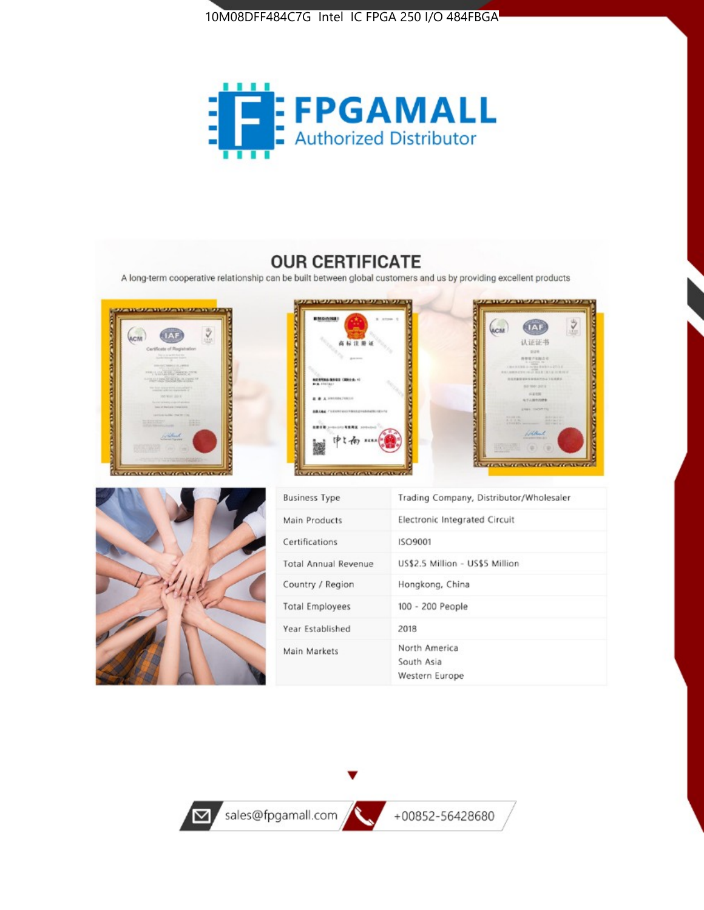FPGAMALL
Authorized Distributor

## OUR CERTIFICATE

A long-term cooperative relationship can be built between global customers and us by providing excellent products

| | |
|---|---|
| Business Type | Trading Company, Distributor/Wholesaler |
| Main Products | Electronic Integrated Circuit |
| Certifications | ISO9001 |
| Total Annual Revenue | US$2.5 Million - US$5 Million |
| Country / Region | Hongkong, China |
| Total Employees | 100 - 200 People |
| Year Established | 2018 |
| Main Markets | North America<br>South Asia<br>Western Europe |

sales@fpgamall.com
+00852-56428680